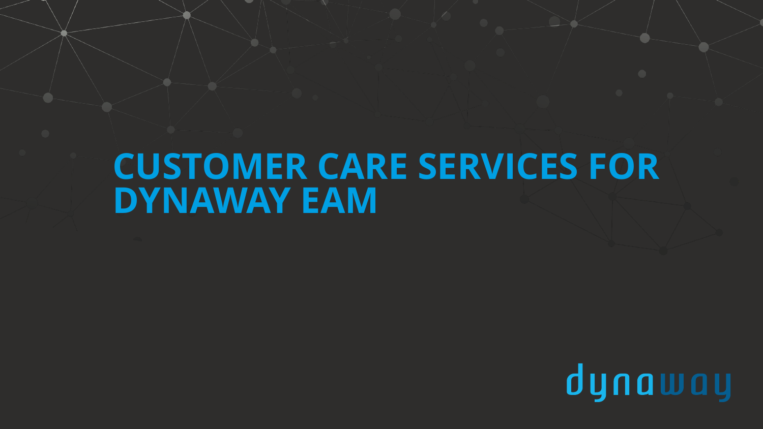# CUSTOMER CARE SERVICES FOR DYNAWAY EAM

dynaway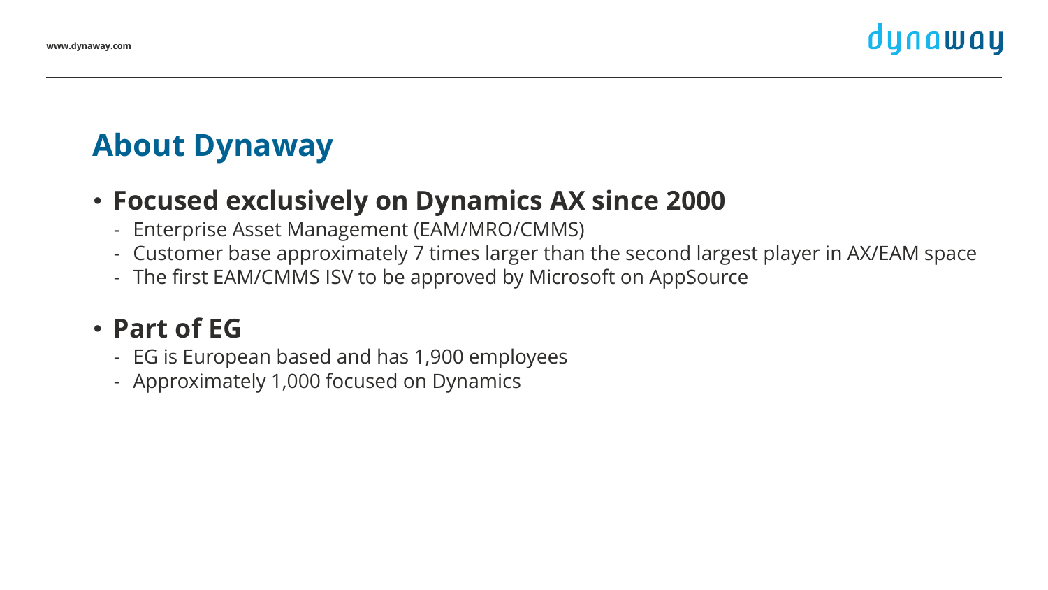# About Dynaway

- **Focused exclusively on Dynamics AX since 2000**
  - Enterprise Asset Management (EAM/MRO/CMMS)
  - Customer base approximately 7 times larger than the second largest player in AX/EAM space
  - The first EAM/CMMS ISV to be approved by Microsoft on AppSource

- **Part of EG**
  - EG is European based and has 1,900 employees
  - Approximately 1,000 focused on Dynamics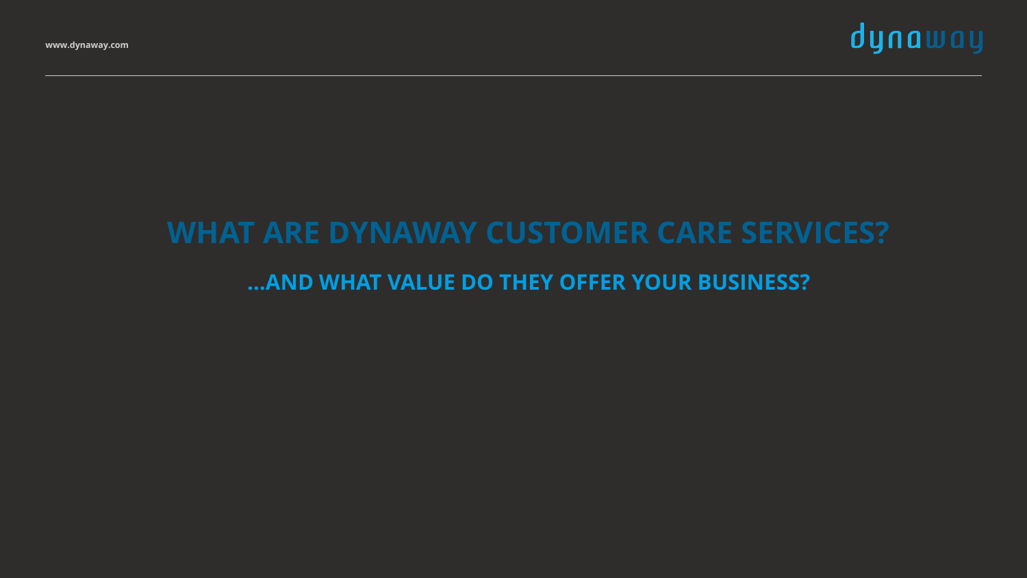# WHAT ARE DYNAWAY CUSTOMER CARE SERVICES?

## ...AND WHAT VALUE DO THEY OFFER YOUR BUSINESS?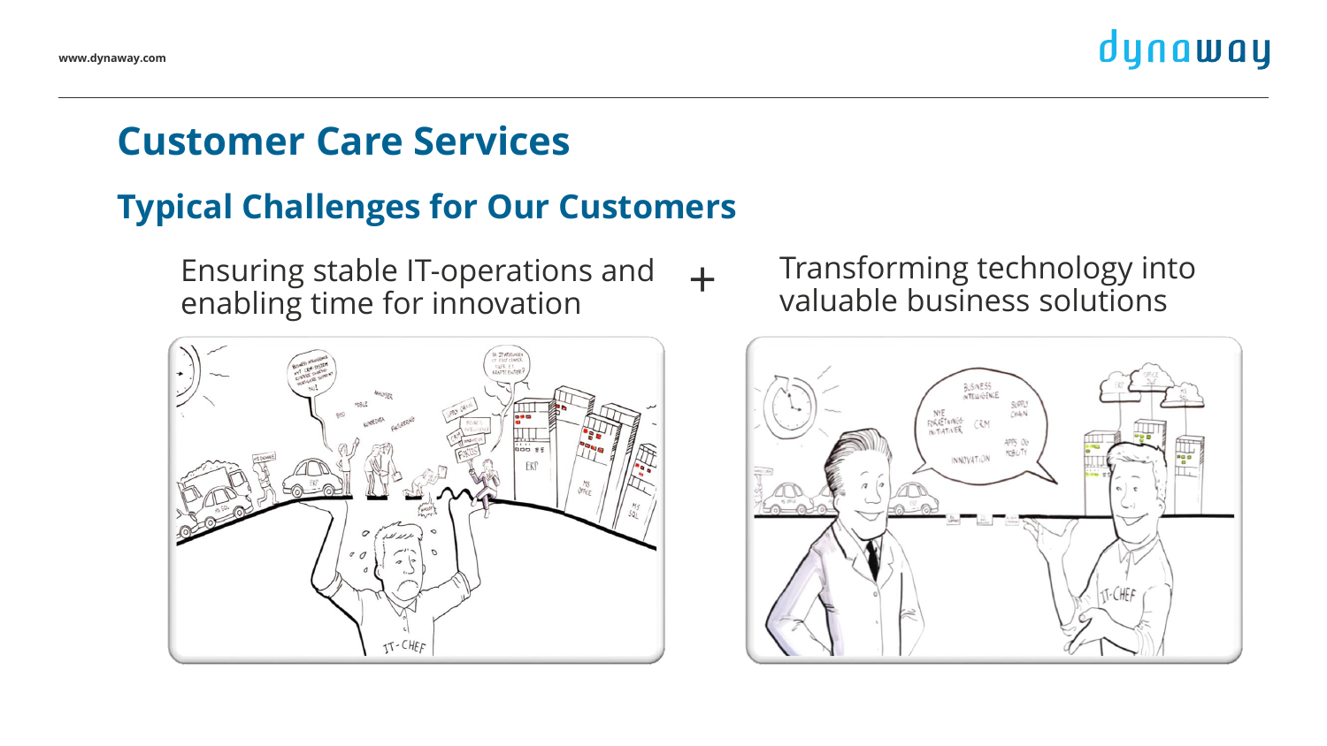# Customer Care Services

## Typical Challenges for Our Customers

Ensuring stable IT-operations and enabling time for innovation

+

Transforming technology into valuable business solutions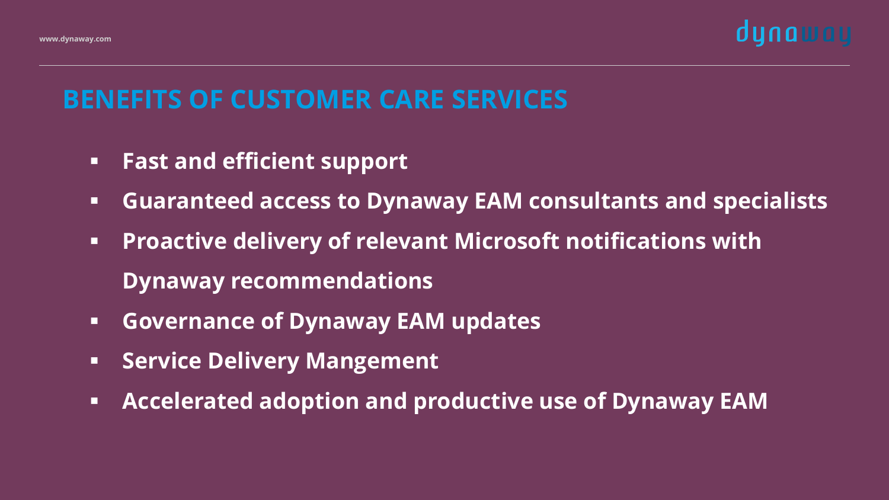## BENEFITS OF CUSTOMER CARE SERVICES

- **Fast and efficient support**
- **Guaranteed access to Dynaway EAM consultants and specialists**
- **Proactive delivery of relevant Microsoft notifications with Dynaway recommendations**
- **Governance of Dynaway EAM updates**
- **Service Delivery Mangement**
- **Accelerated adoption and productive use of Dynaway EAM**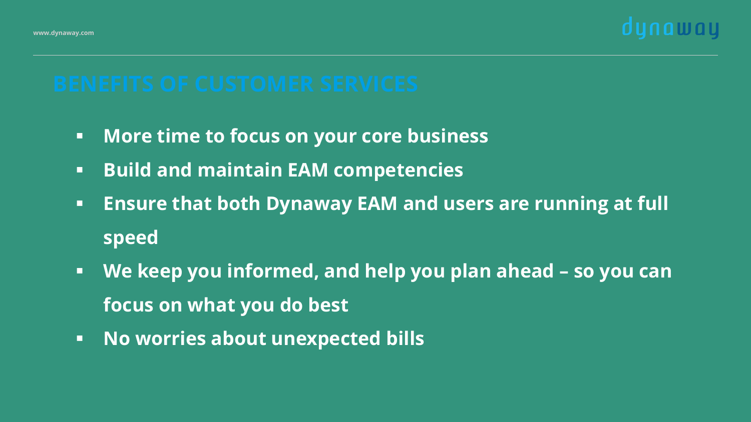# BENEFITS OF CUSTOMER SERVICES

- **More time to focus on your core business**
- **Build and maintain EAM competencies**
- **Ensure that both Dynaway EAM and users are running at full speed**
- **We keep you informed, and help you plan ahead – so you can focus on what you do best**
- **No worries about unexpected bills**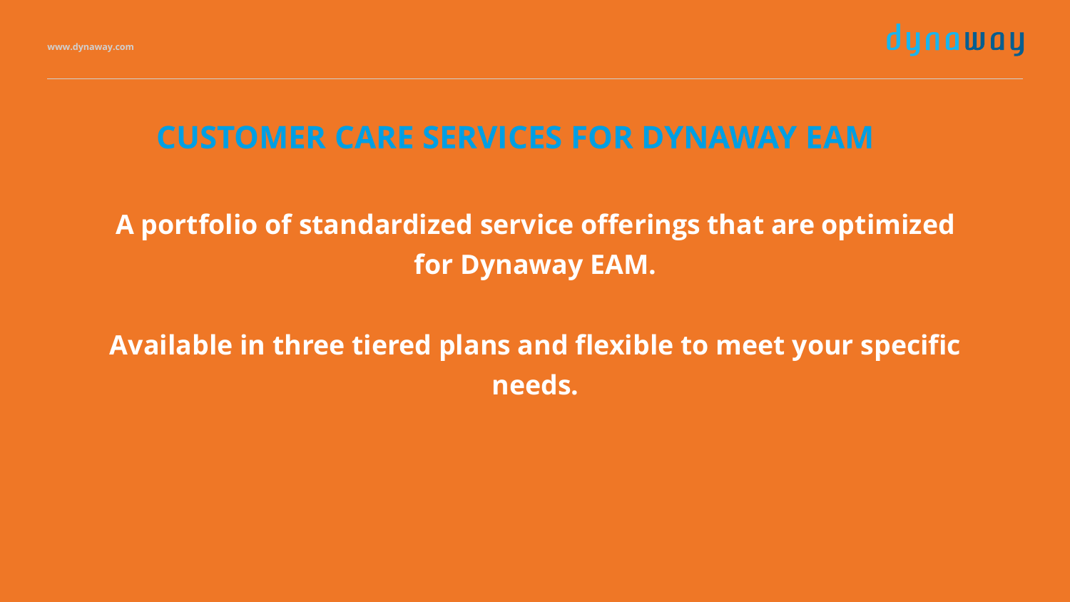# CUSTOMER CARE SERVICES FOR DYNAWAY EAM

**A portfolio of standardized service offerings that are optimized for Dynaway EAM.**

**Available in three tiered plans and flexible to meet your specific needs.**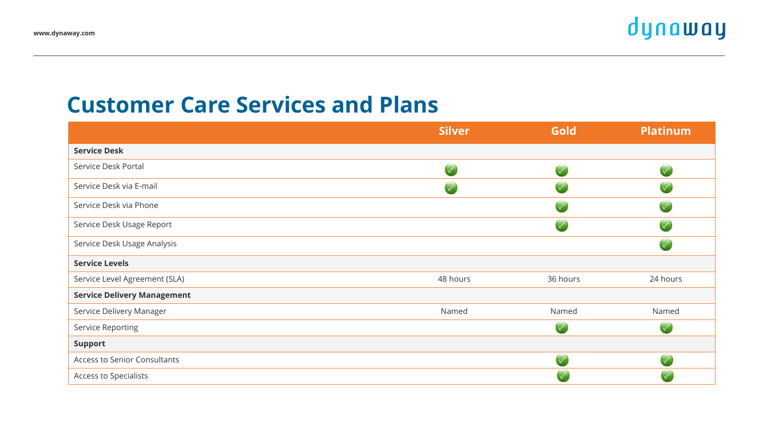# Customer Care Services and Plans

| | Silver | Gold | Platinum |
|---|---|---|---|
| **Service Desk** | | | |
| Service Desk Portal | ✓ | ✓ | ✓ |
| Service Desk via E-mail | ✓ | ✓ | ✓ |
| Service Desk via Phone | | ✓ | ✓ |
| Service Desk Usage Report | | ✓ | ✓ |
| Service Desk Usage Analysis | | | ✓ |
| **Service Levels** | | | |
| Service Level Agreement (SLA) | 48 hours | 36 hours | 24 hours |
| **Service Delivery Management** | | | |
| Service Delivery Manager | Named | Named | Named |
| Service Reporting | | ✓ | ✓ |
| **Support** | | | |
| Access to Senior Consultants | | ✓ | ✓ |
| Access to Specialists | | ✓ | ✓ |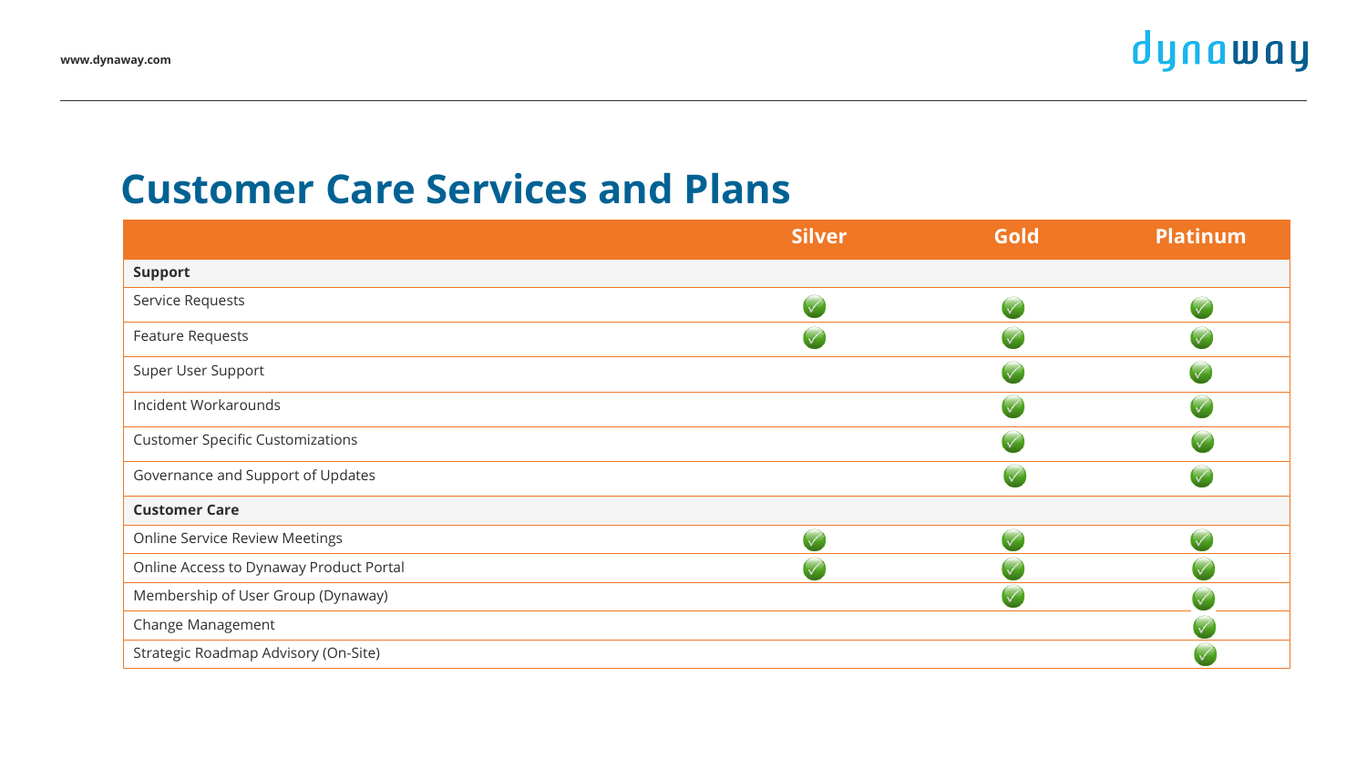# Customer Care Services and Plans

| | Silver | Gold | Platinum |
|---|---|---|---|
| **Support** | | | |
| Service Requests | ✓ | ✓ | ✓ |
| Feature Requests | ✓ | ✓ | ✓ |
| Super User Support | | ✓ | ✓ |
| Incident Workarounds | | ✓ | ✓ |
| Customer Specific Customizations | | ✓ | ✓ |
| Governance and Support of Updates | | ✓ | ✓ |
| **Customer Care** | | | |
| Online Service Review Meetings | ✓ | ✓ | ✓ |
| Online Access to Dynaway Product Portal | ✓ | ✓ | ✓ |
| Membership of User Group (Dynaway) | | ✓ | ✓ |
| Change Management | | | ✓ |
| Strategic Roadmap Advisory (On-Site) | | | ✓ |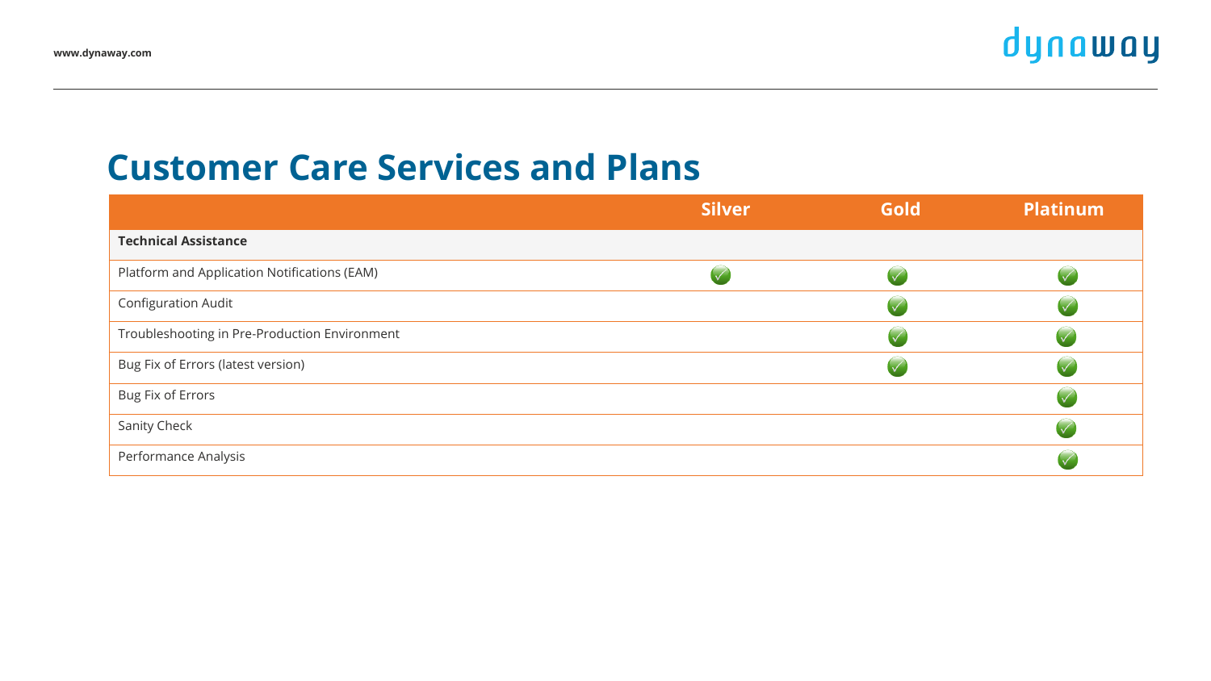# Customer Care Services and Plans

| | Silver | Gold | Platinum |
|---|---|---|---|
| **Technical Assistance** | | | |
| Platform and Application Notifications (EAM) | ✓ | ✓ | ✓ |
| Configuration Audit | | ✓ | ✓ |
| Troubleshooting in Pre-Production Environment | | ✓ | ✓ |
| Bug Fix of Errors (latest version) | | ✓ | ✓ |
| Bug Fix of Errors | | | ✓ |
| Sanity Check | | | ✓ |
| Performance Analysis | | | ✓ |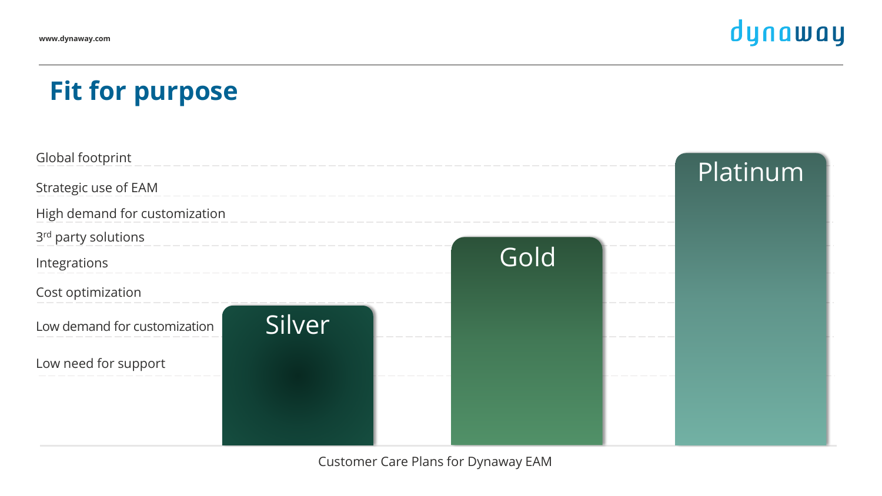# Fit for purpose

- Global footprint
- Strategic use of EAM
- High demand for customization
- 3rd party solutions
- Integrations
- Cost optimization
- Low demand for customization
- Low need for support

Silver

Gold

Platinum

Customer Care Plans for Dynaway EAM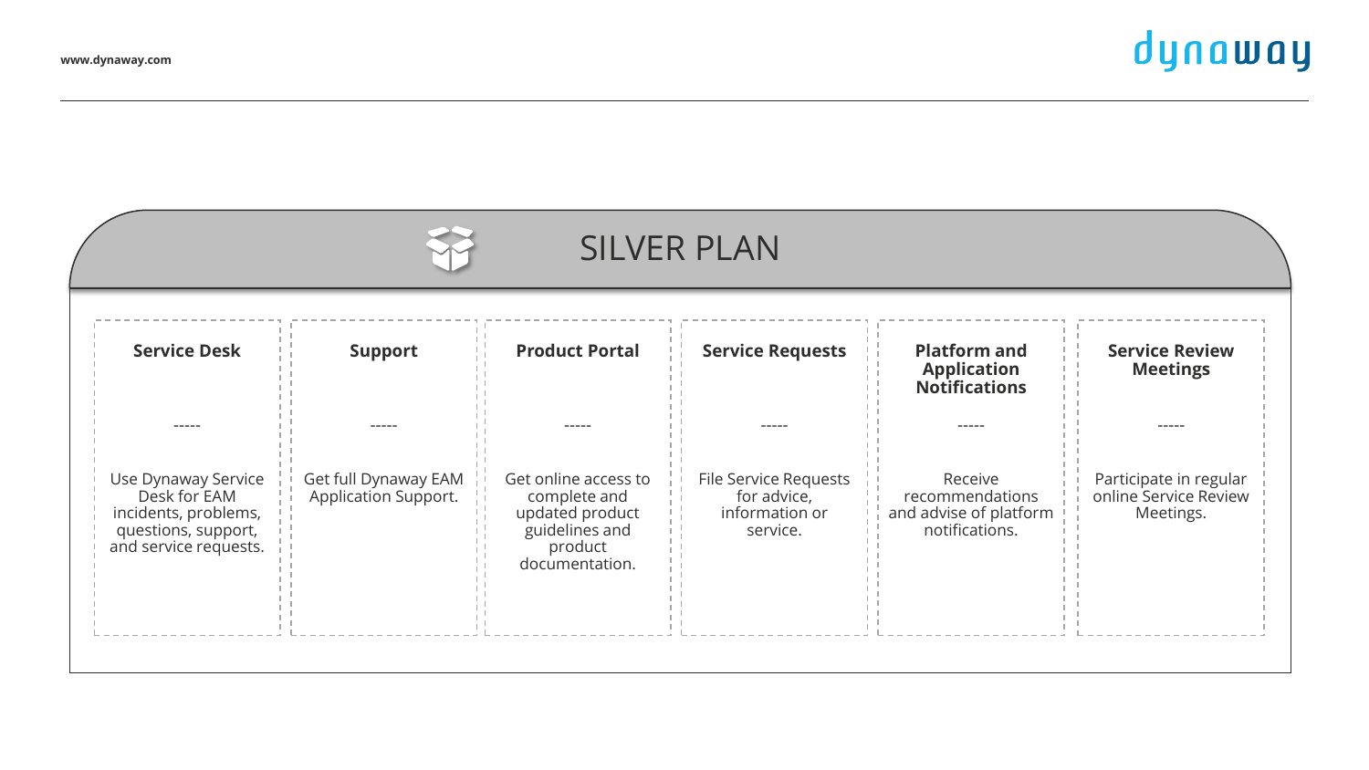# SILVER PLAN

| Service Desk | Support | Product Portal | Service Requests | Platform and Application Notifications | Service Review Meetings |
| --- | --- | --- | --- | --- | --- |
| ----- | ----- | ----- | ----- | ----- | ----- |
| Use Dynaway Service Desk for EAM incidents, problems, questions, support, and service requests. | Get full Dynaway EAM Application Support. | Get online access to complete and updated product guidelines and product documentation. | File Service Requests for advice, information or service. | Receive recommendations and advise of platform notifications. | Participate in regular online Service Review Meetings. |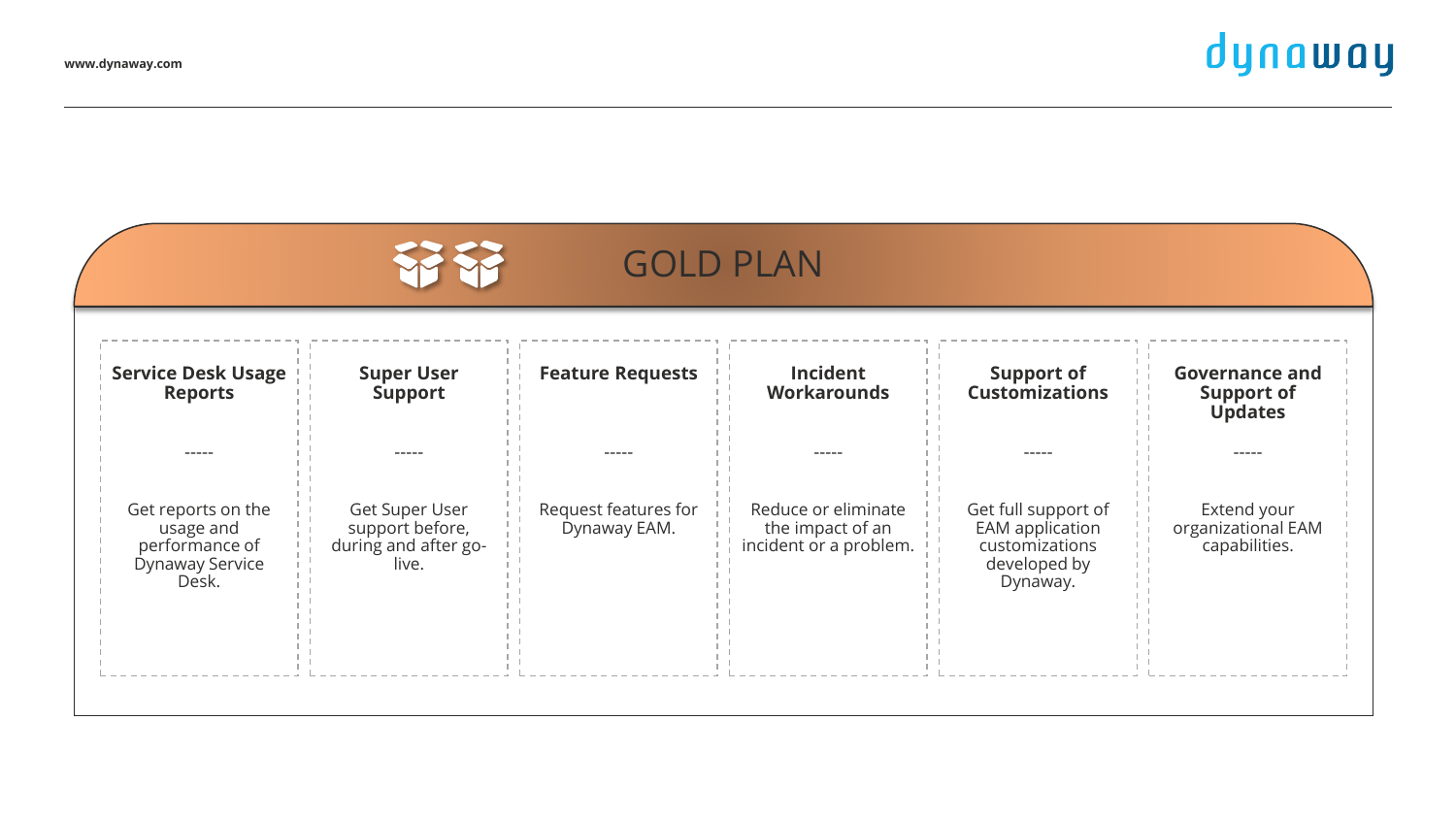# GOLD PLAN

### Service Desk Usage Reports

-----

Get reports on the usage and performance of Dynaway Service Desk.

### Super User Support

-----

Get Super User support before, during and after go-live.

### Feature Requests

-----

Request features for Dynaway EAM.

### Incident Workarounds

-----

Reduce or eliminate the impact of an incident or a problem.

### Support of Customizations

-----

Get full support of EAM application customizations developed by Dynaway.

### Governance and Support of Updates

-----

Extend your organizational EAM capabilities.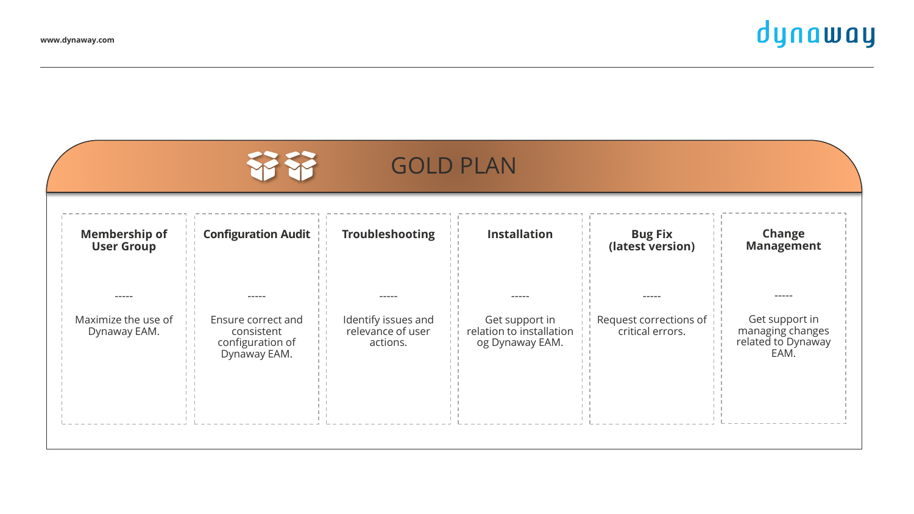# GOLD PLAN

| Membership of User Group | Configuration Audit | Troubleshooting | Installation | Bug Fix (latest version) | Change Management |
|---|---|---|---|---|---|
| ----- | ----- | ----- | ----- | ----- | ----- |
| Maximize the use of Dynaway EAM. | Ensure correct and consistent configuration of Dynaway EAM. | Identify issues and relevance of user actions. | Get support in relation to installation og Dynaway EAM. | Request corrections of critical errors. | Get support in managing changes related to Dynaway EAM. |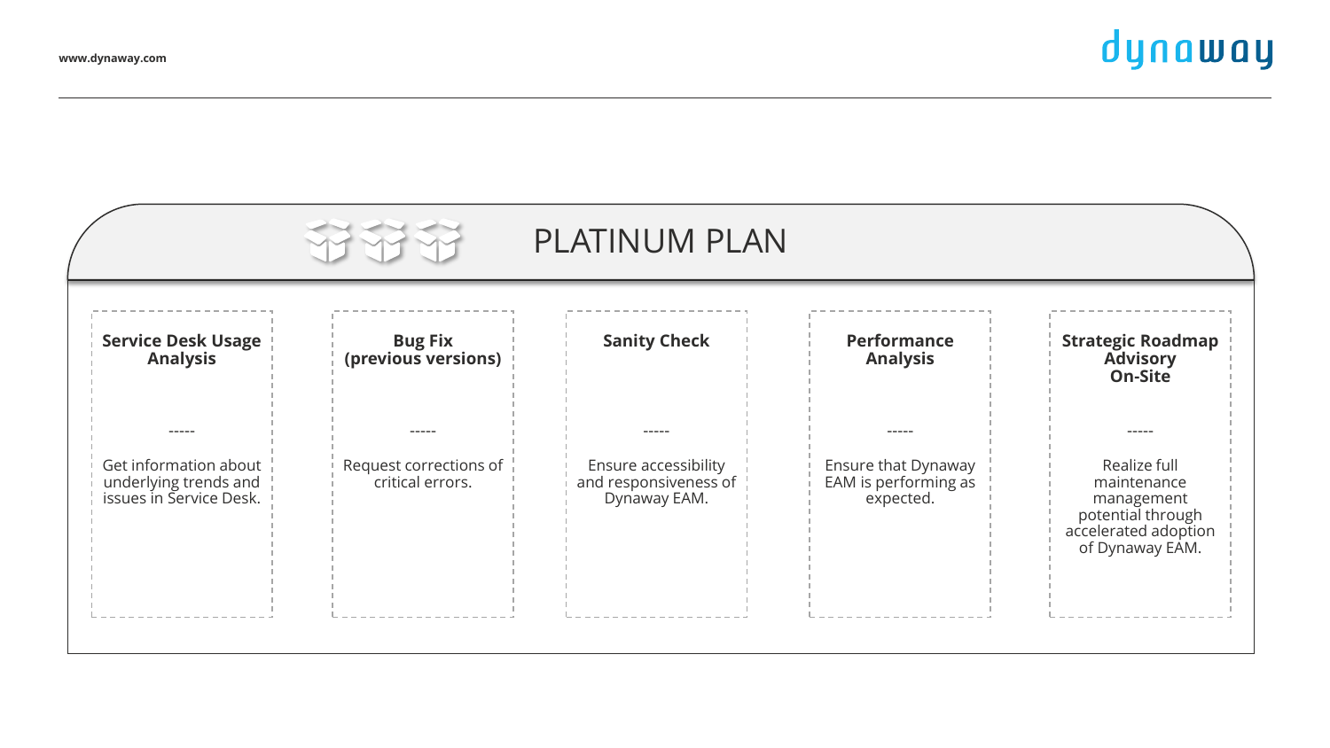# PLATINUM PLAN

### Service Desk Usage Analysis

-----

Get information about underlying trends and issues in Service Desk.

### Bug Fix (previous versions)

-----

Request corrections of critical errors.

### Sanity Check

-----

Ensure accessibility and responsiveness of Dynaway EAM.

### Performance Analysis

-----

Ensure that Dynaway EAM is performing as expected.

### Strategic Roadmap Advisory On-Site

-----

Realize full maintenance management potential through accelerated adoption of Dynaway EAM.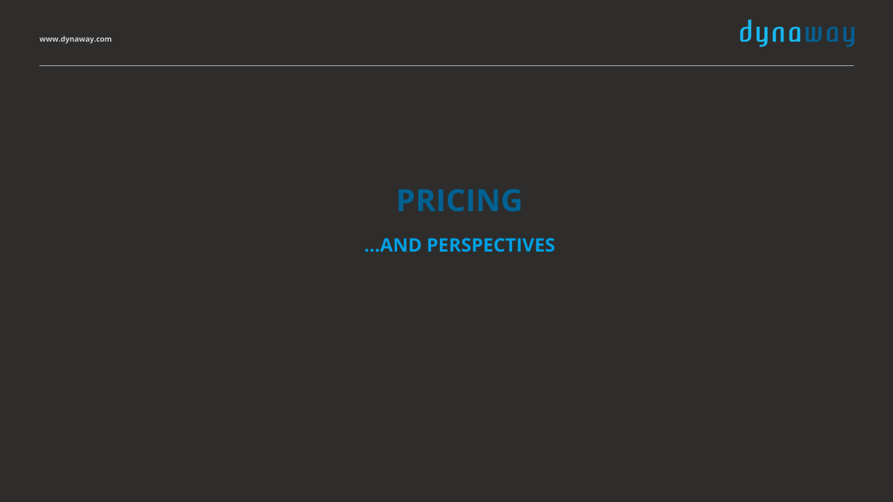# PRICING

## ...AND PERSPECTIVES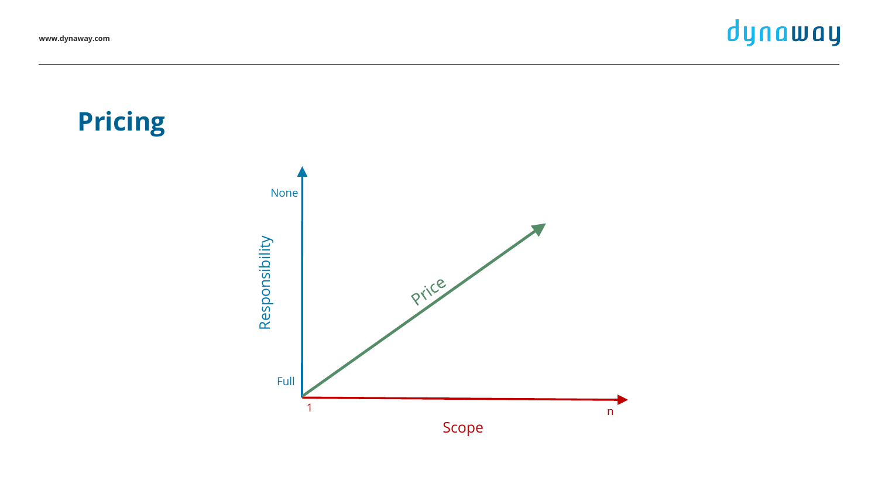# Pricing

Responsibility: None / Full

Price

Scope: 1 / n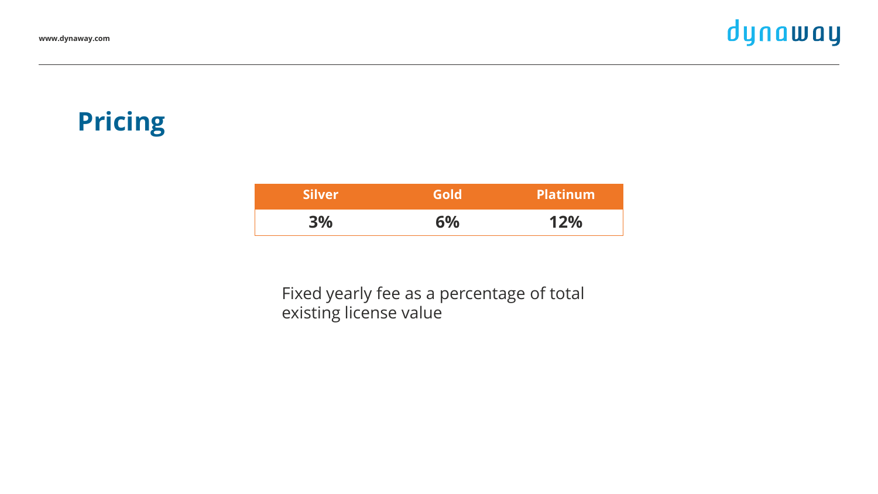# Pricing

| Silver | Gold | Platinum |
|---|---|---|
| **3%** | **6%** | **12%** |

Fixed yearly fee as a percentage of total existing license value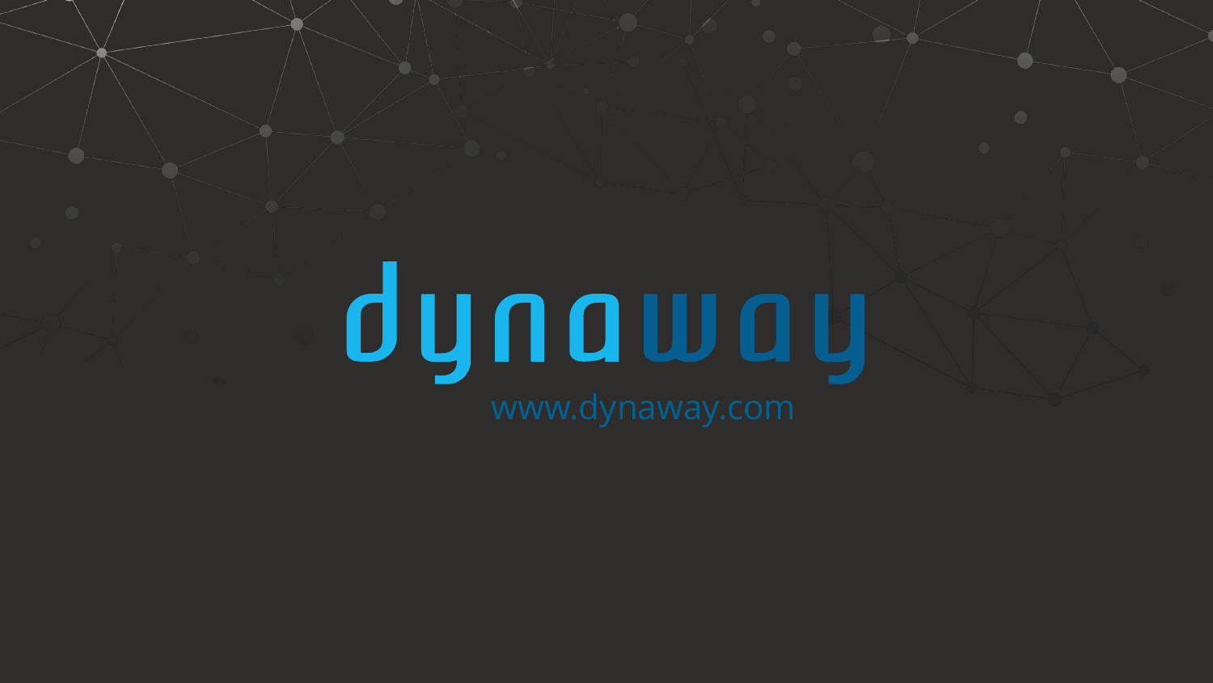dynaway

www.dynaway.com